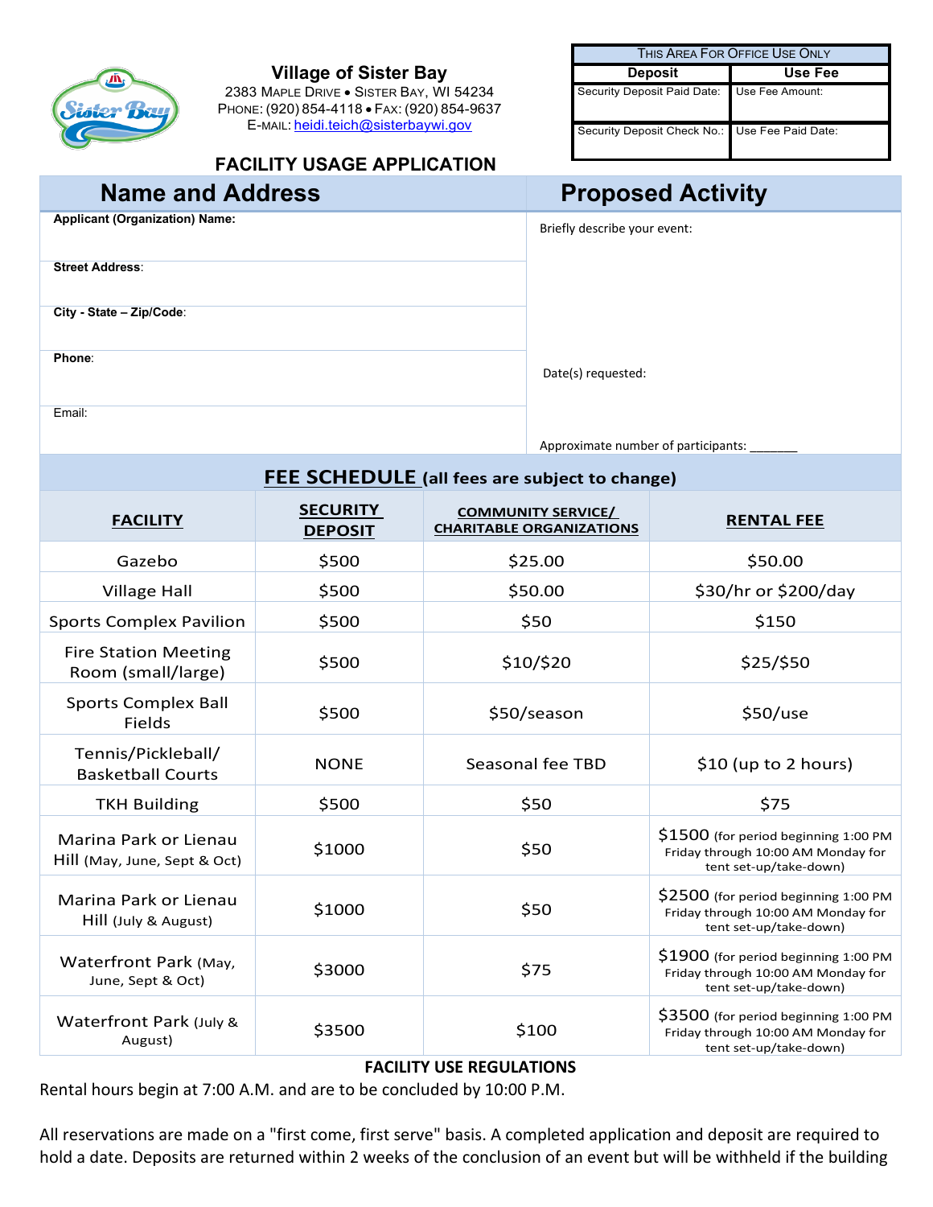# Village of Sister Bay

2383 Maple Drive • Sister Bay, WI 54234
Phone: (920) 854-4118 • Fax: (920) 854-9637
E-mail: heidi.teich@sisterbaywi.gov

| This Area For Office Use Only | |
|---|---|
| **Deposit** | **Use Fee** |
| Security Deposit Paid Date: | Use Fee Amount: |
| Security Deposit Check No.: | Use Fee Paid Date: |

## FACILITY USAGE APPLICATION

| Name and Address | Proposed Activity |
|---|---|
| **Applicant (Organization) Name:** | Briefly describe your event: |
| **Street Address:** | |
| **City - State – Zip/Code:** | |
| **Phone:** | Date(s) requested: |
| Email: | Approximate number of participants: _______ |

## FEE SCHEDULE (all fees are subject to change)

| FACILITY | SECURITY DEPOSIT | COMMUNITY SERVICE/ CHARITABLE ORGANIZATIONS | RENTAL FEE |
|---|---|---|---|
| Gazebo | $500 | $25.00 | $50.00 |
| Village Hall | $500 | $50.00 | $30/hr or $200/day |
| Sports Complex Pavilion | $500 | $50 | $150 |
| Fire Station Meeting Room (small/large) | $500 | $10/$20 | $25/$50 |
| Sports Complex Ball Fields | $500 | $50/season | $50/use |
| Tennis/Pickleball/ Basketball Courts | NONE | Seasonal fee TBD | $10 (up to 2 hours) |
| TKH Building | $500 | $50 | $75 |
| Marina Park or Lienau Hill (May, June, Sept & Oct) | $1000 | $50 | $1500 (for period beginning 1:00 PM Friday through 10:00 AM Monday for tent set-up/take-down) |
| Marina Park or Lienau Hill (July & August) | $1000 | $50 | $2500 (for period beginning 1:00 PM Friday through 10:00 AM Monday for tent set-up/take-down) |
| Waterfront Park (May, June, Sept & Oct) | $3000 | $75 | $1900 (for period beginning 1:00 PM Friday through 10:00 AM Monday for tent set-up/take-down) |
| Waterfront Park (July & August) | $3500 | $100 | $3500 (for period beginning 1:00 PM Friday through 10:00 AM Monday for tent set-up/take-down) |

**FACILITY USE REGULATIONS**

Rental hours begin at 7:00 A.M. and are to be concluded by 10:00 P.M.

All reservations are made on a "first come, first serve" basis. A completed application and deposit are required to hold a date. Deposits are returned within 2 weeks of the conclusion of an event but will be withheld if the building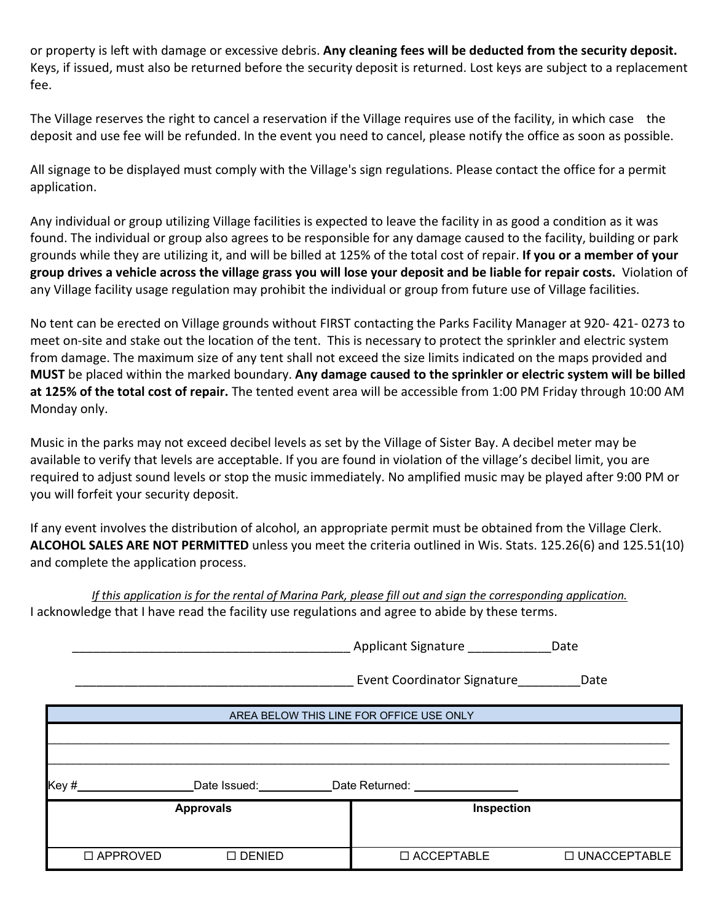or property is left with damage or excessive debris. **Any cleaning fees will be deducted from the security deposit.** Keys, if issued, must also be returned before the security deposit is returned. Lost keys are subject to a replacement fee.

The Village reserves the right to cancel a reservation if the Village requires use of the facility, in which case the deposit and use fee will be refunded. In the event you need to cancel, please notify the office as soon as possible.

All signage to be displayed must comply with the Village's sign regulations. Please contact the office for a permit application.

Any individual or group utilizing Village facilities is expected to leave the facility in as good a condition as it was found. The individual or group also agrees to be responsible for any damage caused to the facility, building or park grounds while they are utilizing it, and will be billed at 125% of the total cost of repair. **If you or a member of your group drives a vehicle across the village grass you will lose your deposit and be liable for repair costs.** Violation of any Village facility usage regulation may prohibit the individual or group from future use of Village facilities.

No tent can be erected on Village grounds without FIRST contacting the Parks Facility Manager at 920- 421- 0273 to meet on-site and stake out the location of the tent. This is necessary to protect the sprinkler and electric system from damage. The maximum size of any tent shall not exceed the size limits indicated on the maps provided and **MUST** be placed within the marked boundary. **Any damage caused to the sprinkler or electric system will be billed at 125% of the total cost of repair.** The tented event area will be accessible from 1:00 PM Friday through 10:00 AM Monday only.

Music in the parks may not exceed decibel levels as set by the Village of Sister Bay. A decibel meter may be available to verify that levels are acceptable. If you are found in violation of the village's decibel limit, you are required to adjust sound levels or stop the music immediately. No amplified music may be played after 9:00 PM or you will forfeit your security deposit.

If any event involves the distribution of alcohol, an appropriate permit must be obtained from the Village Clerk. **ALCOHOL SALES ARE NOT PERMITTED** unless you meet the criteria outlined in Wis. Stats. 125.26(6) and 125.51(10) and complete the application process.

*If this application is for the rental of Marina Park, please fill out and sign the corresponding application.*

I acknowledge that I have read the facility use regulations and agree to abide by these terms.

________________________________________ Applicant Signature ____________Date

________________________________________ Event Coordinator Signature_________Date

| AREA BELOW THIS LINE FOR OFFICE USE ONLY | | | |
|---|---|---|---|
| | | | |
| | | | |
| Key #__________ Date Issued:__________ Date Returned: __________ | | | |
| **Approvals** | | **Inspection** | |
| ☐ APPROVED | ☐ DENIED | ☐ ACCEPTABLE | ☐ UNACCEPTABLE |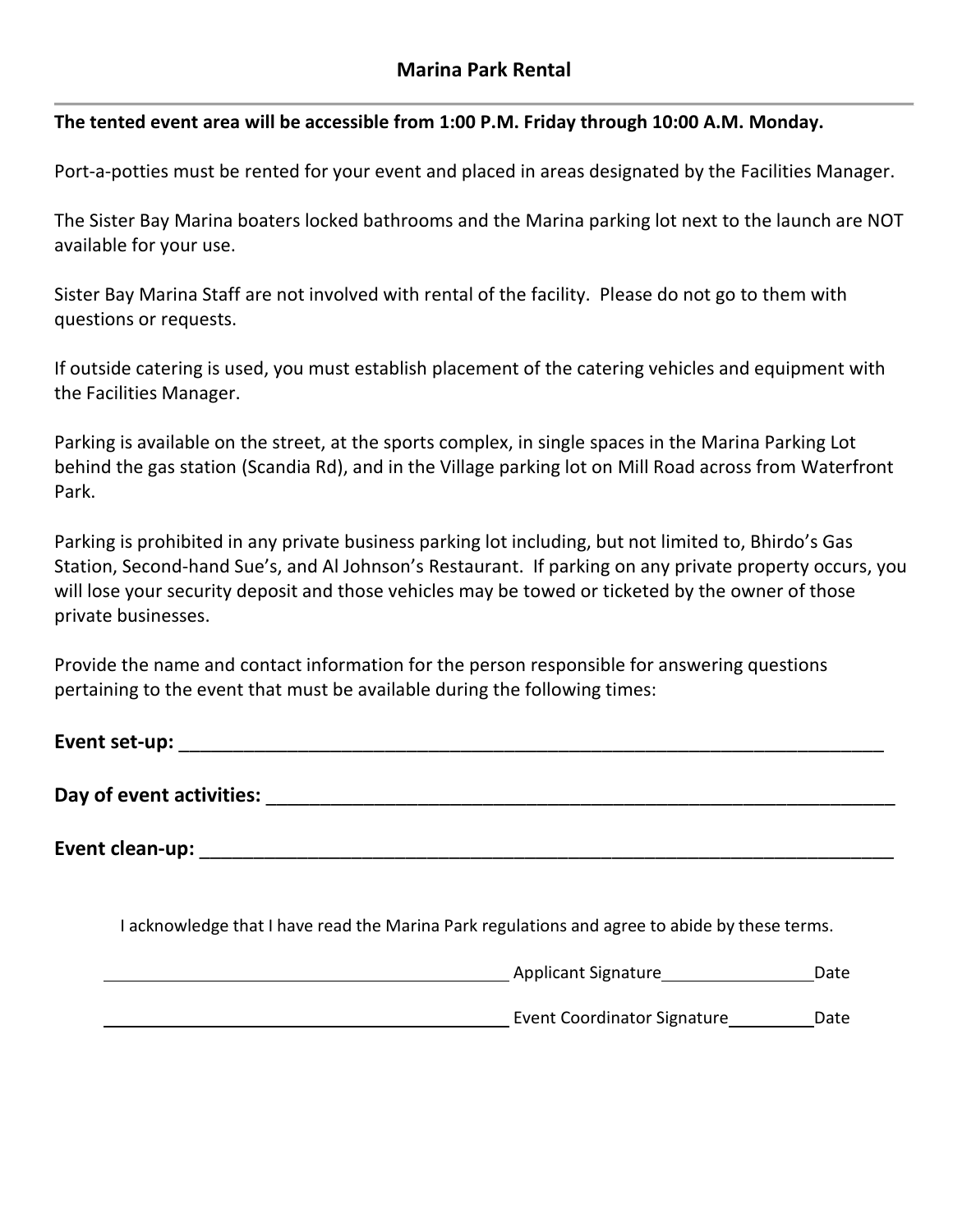## Marina Park Rental

---

**The tented event area will be accessible from 1:00 P.M. Friday through 10:00 A.M. Monday.**

Port-a-potties must be rented for your event and placed in areas designated by the Facilities Manager.

The Sister Bay Marina boaters locked bathrooms and the Marina parking lot next to the launch are NOT available for your use.

Sister Bay Marina Staff are not involved with rental of the facility. Please do not go to them with questions or requests.

If outside catering is used, you must establish placement of the catering vehicles and equipment with the Facilities Manager.

Parking is available on the street, at the sports complex, in single spaces in the Marina Parking Lot behind the gas station (Scandia Rd), and in the Village parking lot on Mill Road across from Waterfront Park.

Parking is prohibited in any private business parking lot including, but not limited to, Bhirdo's Gas Station, Second-hand Sue's, and Al Johnson's Restaurant. If parking on any private property occurs, you will lose your security deposit and those vehicles may be towed or ticketed by the owner of those private businesses.

Provide the name and contact information for the person responsible for answering questions pertaining to the event that must be available during the following times:

**Event set-up:** ______________________________________________________________________

**Day of event activities:** _____________________________________________________________

**Event clean-up:** ____________________________________________________________________

I acknowledge that I have read the Marina Park regulations and agree to abide by these terms.

_________________________________________ Applicant Signature_______________Date

_________________________________________ Event Coordinator Signature_________Date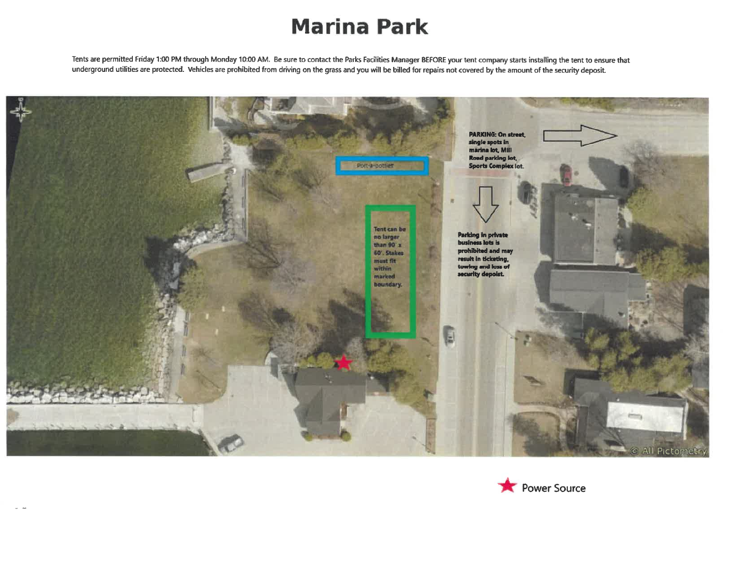# Marina Park

Tents are permitted Friday 1:00 PM through Monday 10:00 AM. Be sure to contact the Parks Facilities Manager BEFORE your tent company starts installing the tent to ensure that underground utilities are protected. Vehicles are prohibited from driving on the grass and you will be billed for repairs not covered by the amount of the security deposit.

Port-a-potties

**Tent can be no larger than 90' x 60'. Stakes must fit within marked boundary.**

**PARKING: On street, single spots in marina lot, Mill Road parking lot, Sports Complex lot.**

**Parking in private business lots is prohibited and may result in ticketing, towing and loss of security deposit.**

© All Pictometry

★ Power Source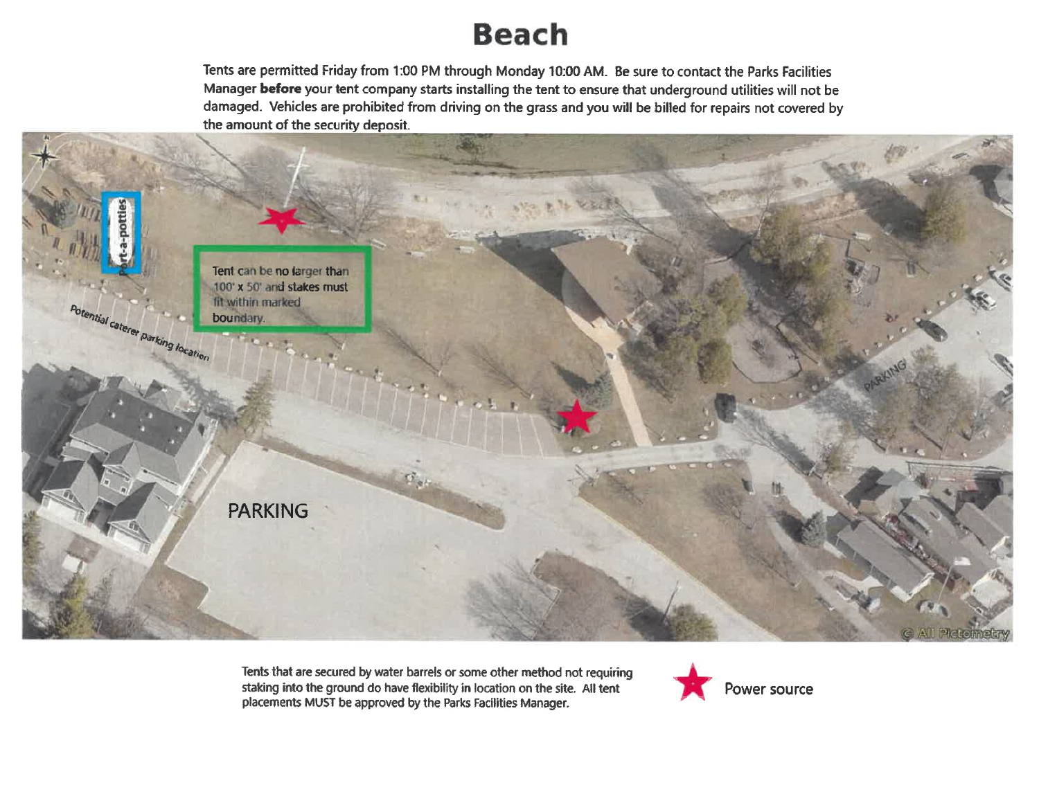# Beach

Tents are permitted Friday from 1:00 PM through Monday 10:00 AM. Be sure to contact the Parks Facilities Manager **before** your tent company starts installing the tent to ensure that underground utilities will not be damaged. Vehicles are prohibited from driving on the grass and you will be billed for repairs not covered by the amount of the security deposit.

Port-a-potties

Tent can be no larger than 100' x 50' and stakes must fit within marked boundary.

Potential caterer parking location

PARKING

PARKING

© All Pictometry

Tents that are secured by water barrels or some other method not requiring staking into the ground do have flexibility in location on the site. All tent placements MUST be approved by the Parks Facilities Manager.

★ Power source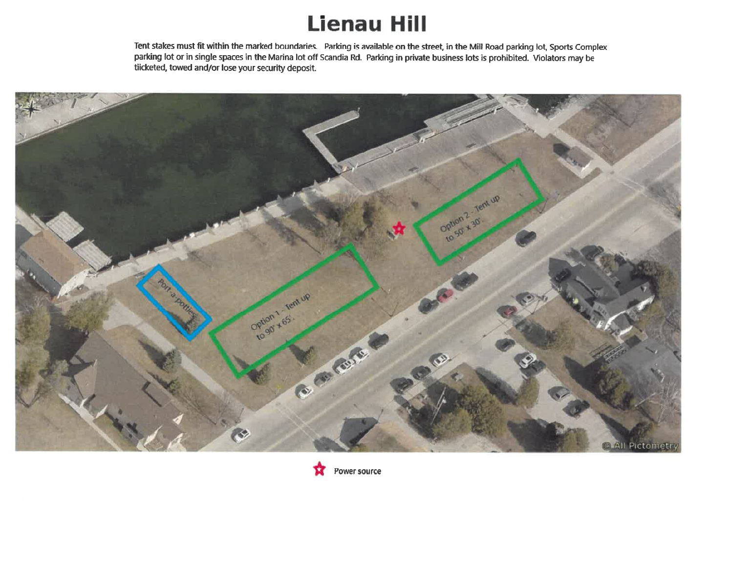# Lienau Hill

Tent stakes must fit within the marked boundaries. Parking is available on the street, in the Mill Road parking lot, Sports Complex parking lot or in single spaces in the Marina lot off Scandia Rd. Parking in private business lots is prohibited. Violators may be tiicketed, towed and/or lose your security deposit.

Port-a-potties

Option 1 - Tent up to 90' x 65'.

Option 2 - Tent up to 50' x 30'.

© All Pictometry

Power source